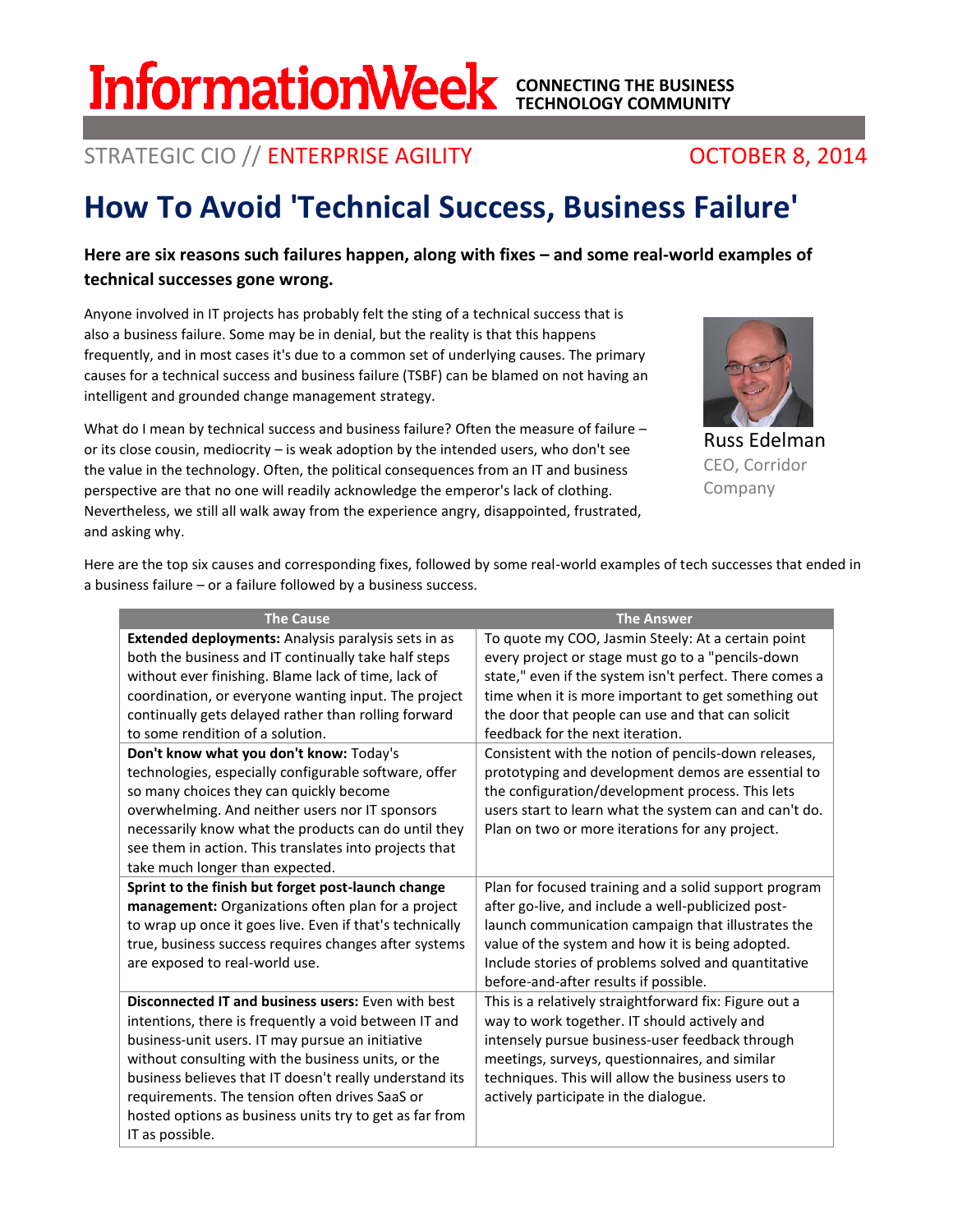# InformationWeek

CONNECTING THE BUSINESS TECHNOLOGY COMMUNITY

STRATEGIC CIO // ENTERPRISE AGILITY

OCTOBER 8, 2014

# How To Avoid 'Technical Success, Business Failure'

**Here are six reasons such failures happen, along with fixes – and some real-world examples of technical successes gone wrong.**

Russ Edelman
CEO, Corridor Company

Anyone involved in IT projects has probably felt the sting of a technical success that is also a business failure. Some may be in denial, but the reality is that this happens frequently, and in most cases it's due to a common set of underlying causes. The primary causes for a technical success and business failure (TSBF) can be blamed on not having an intelligent and grounded change management strategy.

What do I mean by technical success and business failure? Often the measure of failure – or its close cousin, mediocrity – is weak adoption by the intended users, who don't see the value in the technology. Often, the political consequences from an IT and business perspective are that no one will readily acknowledge the emperor's lack of clothing. Nevertheless, we still all walk away from the experience angry, disappointed, frustrated, and asking why.

Here are the top six causes and corresponding fixes, followed by some real-world examples of tech successes that ended in a business failure – or a failure followed by a business success.

| The Cause | The Answer |
|---|---|
| **Extended deployments:** Analysis paralysis sets in as both the business and IT continually take half steps without ever finishing. Blame lack of time, lack of coordination, or everyone wanting input. The project continually gets delayed rather than rolling forward to some rendition of a solution. | To quote my COO, Jasmin Steely: At a certain point every project or stage must go to a "pencils-down state," even if the system isn't perfect. There comes a time when it is more important to get something out the door that people can use and that can solicit feedback for the next iteration. |
| **Don't know what you don't know:** Today's technologies, especially configurable software, offer so many choices they can quickly become overwhelming. And neither users nor IT sponsors necessarily know what the products can do until they see them in action. This translates into projects that take much longer than expected. | Consistent with the notion of pencils-down releases, prototyping and development demos are essential to the configuration/development process. This lets users start to learn what the system can and can't do. Plan on two or more iterations for any project. |
| **Sprint to the finish but forget post-launch change management:** Organizations often plan for a project to wrap up once it goes live. Even if that's technically true, business success requires changes after systems are exposed to real-world use. | Plan for focused training and a solid support program after go-live, and include a well-publicized post-launch communication campaign that illustrates the value of the system and how it is being adopted. Include stories of problems solved and quantitative before-and-after results if possible. |
| **Disconnected IT and business users:** Even with best intentions, there is frequently a void between IT and business-unit users. IT may pursue an initiative without consulting with the business units, or the business believes that IT doesn't really understand its requirements. The tension often drives SaaS or hosted options as business units try to get as far from IT as possible. | This is a relatively straightforward fix: Figure out a way to work together. IT should actively and intensely pursue business-user feedback through meetings, surveys, questionnaires, and similar techniques. This will allow the business users to actively participate in the dialogue. |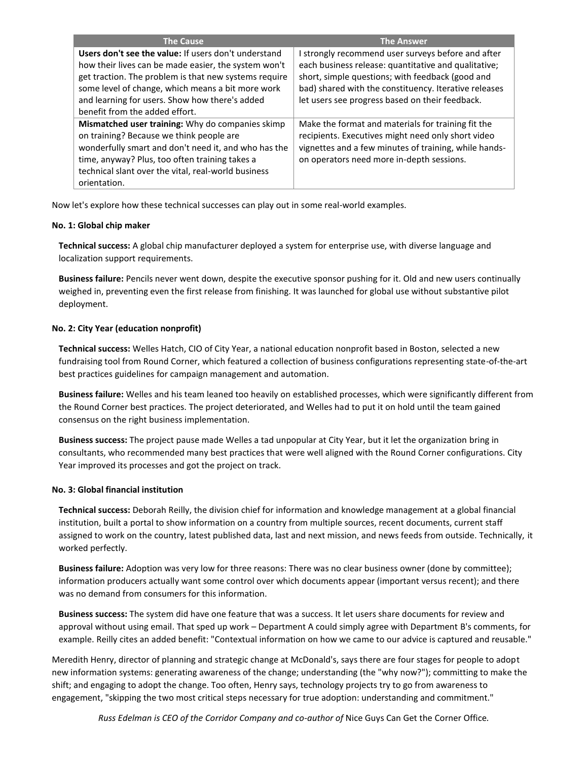| The Cause | The Answer |
|---|---|
| **Users don't see the value:** If users don't understand how their lives can be made easier, the system won't get traction. The problem is that new systems require some level of change, which means a bit more work and learning for users. Show how there's added benefit from the added effort. | I strongly recommend user surveys before and after each business release: quantitative and qualitative; short, simple questions; with feedback (good and bad) shared with the constituency. Iterative releases let users see progress based on their feedback. |
| **Mismatched user training:** Why do companies skimp on training? Because we think people are wonderfully smart and don't need it, and who has the time, anyway? Plus, too often training takes a technical slant over the vital, real-world business orientation. | Make the format and materials for training fit the recipients. Executives might need only short video vignettes and a few minutes of training, while hands-on operators need more in-depth sessions. |

Now let's explore how these technical successes can play out in some real-world examples.

**No. 1: Global chip maker**

**Technical success:** A global chip manufacturer deployed a system for enterprise use, with diverse language and localization support requirements.

**Business failure:** Pencils never went down, despite the executive sponsor pushing for it. Old and new users continually weighed in, preventing even the first release from finishing. It was launched for global use without substantive pilot deployment.

**No. 2: City Year (education nonprofit)**

**Technical success:** Welles Hatch, CIO of City Year, a national education nonprofit based in Boston, selected a new fundraising tool from Round Corner, which featured a collection of business configurations representing state-of-the-art best practices guidelines for campaign management and automation.

**Business failure:** Welles and his team leaned too heavily on established processes, which were significantly different from the Round Corner best practices. The project deteriorated, and Welles had to put it on hold until the team gained consensus on the right business implementation.

**Business success:** The project pause made Welles a tad unpopular at City Year, but it let the organization bring in consultants, who recommended many best practices that were well aligned with the Round Corner configurations. City Year improved its processes and got the project on track.

**No. 3: Global financial institution**

**Technical success:** Deborah Reilly, the division chief for information and knowledge management at a global financial institution, built a portal to show information on a country from multiple sources, recent documents, current staff assigned to work on the country, latest published data, last and next mission, and news feeds from outside. Technically, it worked perfectly.

**Business failure:** Adoption was very low for three reasons: There was no clear business owner (done by committee); information producers actually want some control over which documents appear (important versus recent); and there was no demand from consumers for this information.

**Business success:** The system did have one feature that was a success. It let users share documents for review and approval without using email. That sped up work – Department A could simply agree with Department B's comments, for example. Reilly cites an added benefit: "Contextual information on how we came to our advice is captured and reusable."

Meredith Henry, director of planning and strategic change at McDonald's, says there are four stages for people to adopt new information systems: generating awareness of the change; understanding (the "why now?"); committing to make the shift; and engaging to adopt the change. Too often, Henry says, technology projects try to go from awareness to engagement, "skipping the two most critical steps necessary for true adoption: understanding and commitment."

*Russ Edelman is CEO of the Corridor Company and co-author of* Nice Guys Can Get the Corner Office.